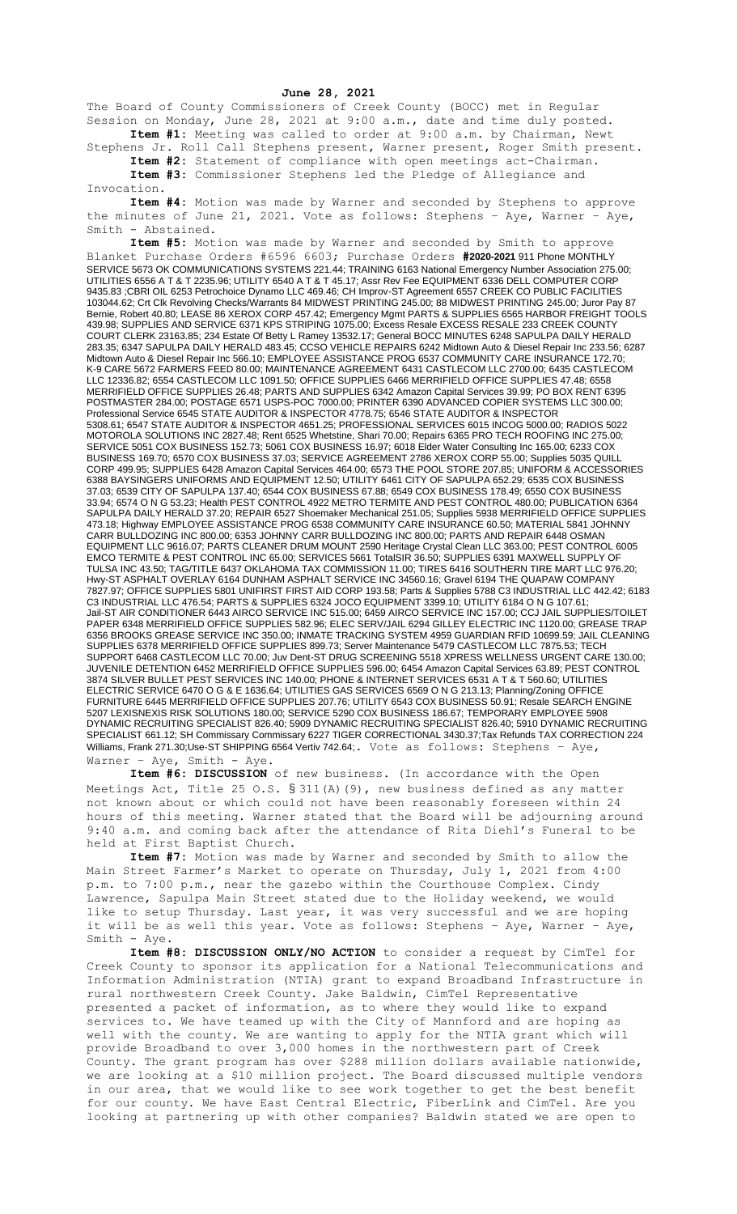**June 28, 2021**

The Board of County Commissioners of Creek County (BOCC) met in Regular Session on Monday, June 28, 2021 at 9:00 a.m., date and time duly posted.

**Item #1:** Meeting was called to order at 9:00 a.m. by Chairman, Newt Stephens Jr. Roll Call Stephens present, Warner present, Roger Smith present.

**Item #2:** Statement of compliance with open meetings act-Chairman.

**Item #3:** Commissioner Stephens led the Pledge of Allegiance and Invocation.

**Item #4:** Motion was made by Warner and seconded by Stephens to approve the minutes of June 21, 2021. Vote as follows: Stephens – Aye, Warner – Aye, Smith - Abstained.

**Item #5:** Motion was made by Warner and seconded by Smith to approve Blanket Purchase Orders #6596 6603; Purchase Orders **#2020-2021** 911 Phone MONTHLY SERVICE 5673 OK COMMUNICATIONS SYSTEMS 221.44; TRAINING 6163 National Emergency Number Association 275.00; UTILITIES 6556 A T & T 2235.96; UTILITY 6540 A T & T 45.17; Assr Rev Fee EQUIPMENT 6336 DELL COMPUTER CORP 9435.83 ;CBRI OIL 6253 Petrochoice Dynamo LLC 469.46; CH Improv-ST Agreement 6557 CREEK CO PUBLIC FACILITIES 103044.62; Crt Clk Revolving Checks/Warrants 84 MIDWEST PRINTING 245.00; 88 MIDWEST PRINTING 245.00; Juror Pay 87 Bernie, Robert 40.80; LEASE 86 XEROX CORP 457.42; Emergency Mgmt PARTS & SUPPLIES 6565 HARBOR FREIGHT TOOLS 439.98; SUPPLIES AND SERVICE 6371 KPS STRIPING 1075.00; Excess Resale EXCESS RESALE 233 CREEK COUNTY COURT CLERK 23163.85; 234 Estate Of Betty L Ramey 13532.17; General BOCC MINUTES 6248 SAPULPA DAILY HERALD 283.35; 6347 SAPULPA DAILY HERALD 483.45; CCSO VEHICLE REPAIRS 6242 Midtown Auto & Diesel Repair Inc 233.56; 6287 Midtown Auto & Diesel Repair Inc 566.10; EMPLOYEE ASSISTANCE PROG 6537 COMMUNITY CARE INSURANCE 172.70; K-9 CARE 5672 FARMERS FEED 80.00; MAINTENANCE AGREEMENT 6431 CASTLECOM LLC 2700.00; 6435 CASTLECOM LLC 12336.82; 6554 CASTLECOM LLC 1091.50; OFFICE SUPPLIES 6466 MERRIFIELD OFFICE SUPPLIES 47.48; 6558 MERRIFIELD OFFICE SUPPLIES 26.48; PARTS AND SUPPLIES 6342 Amazon Capital Services 39.99; PO BOX RENT 6395 POSTMASTER 284.00; POSTAGE 6571 USPS-POC 7000.00; PRINTER 6390 ADVANCED COPIER SYSTEMS LLC 300.00; Professional Service 6545 STATE AUDITOR & INSPECTOR 4778.75; 6546 STATE AUDITOR & INSPECTOR 5308.61; 6547 STATE AUDITOR & INSPECTOR 4651.25; PROFESSIONAL SERVICES 6015 INCOG 5000.00; RADIOS 5022 MOTOROLA SOLUTIONS INC 2827.48; Rent 6525 Whetstine, Shari 70.00; Repairs 6365 PRO TECH ROOFING INC 275.00; SERVICE 5051 COX BUSINESS 152.73; 5061 COX BUSINESS 16.97; 6018 Elder Water Consulting Inc 165.00; 6233 COX BUSINESS 169.70; 6570 COX BUSINESS 37.03; SERVICE AGREEMENT 2786 XEROX CORP 55.00; Supplies 5035 QUILL CORP 499.95; SUPPLIES 6428 Amazon Capital Services 464.00; 6573 THE POOL STORE 207.85; UNIFORM & ACCESSORIES 6388 BAYSINGERS UNIFORMS AND EQUIPMENT 12.50; UTILITY 6461 CITY OF SAPULPA 652.29; 6535 COX BUSINESS 37.03; 6539 CITY OF SAPULPA 137.40; 6544 COX BUSINESS 67.88; 6549 COX BUSINESS 178.49; 6550 COX BUSINESS 33.94; 6574 O N G 53.23; Health PEST CONTROL 4922 METRO TERMITE AND PEST CONTROL 480.00; PUBLICATION 6364 SAPULPA DAILY HERALD 37.20; REPAIR 6527 Shoemaker Mechanical 251.05; Supplies 5938 MERRIFIELD OFFICE SUPPLIES 473.18; Highway EMPLOYEE ASSISTANCE PROG 6538 COMMUNITY CARE INSURANCE 60.50; MATERIAL 5841 JOHNNY CARR BULLDOZING INC 800.00; 6353 JOHNNY CARR BULLDOZING INC 800.00; PARTS AND REPAIR 6448 OSMAN EQUIPMENT LLC 9616.07; PARTS CLEANER DRUM MOUNT 2590 Heritage Crystal Clean LLC 363.00; PEST CONTROL 6005 EMCO TERMITE & PEST CONTROL INC 65.00; SERVICES 5661 TotalSIR 36.50; SUPPLIES 6391 MAXWELL SUPPLY OF TULSA INC 43.50; TAG/TITLE 6437 OKLAHOMA TAX COMMISSION 11.00; TIRES 6416 SOUTHERN TIRE MART LLC 976.20; Hwy-ST ASPHALT OVERLAY 6164 DUNHAM ASPHALT SERVICE INC 34560.16; Gravel 6194 THE QUAPAW COMPANY 7827.97; OFFICE SUPPLIES 5801 UNIFIRST FIRST AID CORP 193.58; Parts & Supplies 5788 C3 INDUSTRIAL LLC 442.42; 6183 C3 INDUSTRIAL LLC 476.54; PARTS & SUPPLIES 6324 JOCO EQUIPMENT 3399.10; UTILITY 6184 O N G 107.61; Jail-ST AIR CONDITIONER 6443 AIRCO SERVICE INC 515.00; 6459 AIRCO SERVICE INC 157.00; CCJ JAIL SUPPLIES/TOILET PAPER 6348 MERRIFIELD OFFICE SUPPLIES 582.96; ELEC SERV/JAIL 6294 GILLEY ELECTRIC INC 1120.00; GREASE TRAP 6356 BROOKS GREASE SERVICE INC 350.00; INMATE TRACKING SYSTEM 4959 GUARDIAN RFID 10699.59; JAIL CLEANING SUPPLIES 6378 MERRIFIELD OFFICE SUPPLIES 899.73; Server Maintenance 5479 CASTLECOM LLC 7875.53; TECH SUPPORT 6468 CASTLECOM LLC 70.00; Juv Dent-ST DRUG SCREENING 5518 XPRESS WELLNESS URGENT CARE 130.00; JUVENILE DETENTION 6452 MERRIFIELD OFFICE SUPPLIES 596.00; 6454 Amazon Capital Services 63.89; PEST CONTROL 3874 SILVER BULLET PEST SERVICES INC 140.00; PHONE & INTERNET SERVICES 6531 A T & T 560.60; UTILITIES ELECTRIC SERVICE 6470 O G & E 1636.64; UTILITIES GAS SERVICES 6569 O N G 213.13; Planning/Zoning OFFICE FURNITURE 6445 MERRIFIELD OFFICE SUPPLIES 207.76; UTILITY 6543 COX BUSINESS 50.91; Resale SEARCH ENGINE 5207 LEXISNEXIS RISK SOLUTIONS 180.00; SERVICE 5290 COX BUSINESS 186.67; TEMPORARY EMPLOYEE 5908 DYNAMIC RECRUITING SPECIALIST 826.40; 5909 DYNAMIC RECRUITING SPECIALIST 826.40; 5910 DYNAMIC RECRUITING SPECIALIST 661.12; SH Commissary Commissary 6227 TIGER CORRECTIONAL 3430.37;Tax Refunds TAX CORRECTION 224 Williams, Frank 271.30;Use-ST SHIPPING 6564 Vertiv 742.64;. Vote as follows: Stephens – Aye, Warner – Aye, Smith - Aye.

**Item #6: DISCUSSION** of new business. (In accordance with the Open Meetings Act, Title 25 O.S. § 311(A)(9), new business defined as any matter not known about or which could not have been reasonably foreseen within 24 hours of this meeting. Warner stated that the Board will be adjourning around 9:40 a.m. and coming back after the attendance of Rita Diehl's Funeral to be held at First Baptist Church.

**Item #7:** Motion was made by Warner and seconded by Smith to allow the Main Street Farmer's Market to operate on Thursday, July 1, 2021 from 4:00 p.m. to 7:00 p.m., near the gazebo within the Courthouse Complex. Cindy Lawrence, Sapulpa Main Street stated due to the Holiday weekend, we would like to setup Thursday. Last year, it was very successful and we are hoping it will be as well this year. Vote as follows: Stephens – Aye, Warner – Aye, Smith - Aye.

**Item #8: DISCUSSION ONLY/NO ACTION** to consider a request by CimTel for Creek County to sponsor its application for a National Telecommunications and Information Administration (NTIA) grant to expand Broadband Infrastructure in rural northwestern Creek County. Jake Baldwin, CimTel Representative presented a packet of information, as to where they would like to expand services to. We have teamed up with the City of Mannford and are hoping as well with the county. We are wanting to apply for the NTIA grant which will provide Broadband to over 3,000 homes in the northwestern part of Creek County. The grant program has over $288 million dollars available nationwide, we are looking at a $10 million project. The Board discussed multiple vendors in our area, that we would like to see work together to get the best benefit for our county. We have East Central Electric, FiberLink and CimTel. Are you looking at partnering up with other companies? Baldwin stated we are open to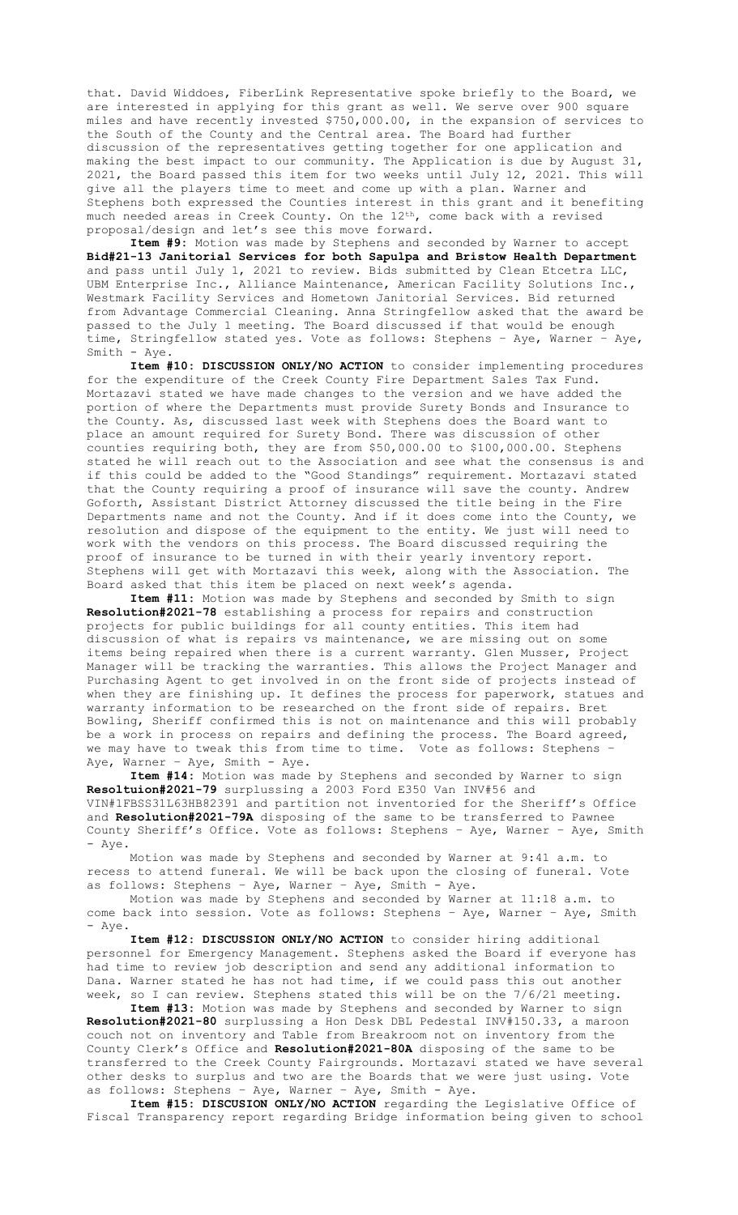that. David Widdoes, FiberLink Representative spoke briefly to the Board, we are interested in applying for this grant as well. We serve over 900 square miles and have recently invested $750,000.00, in the expansion of services to the South of the County and the Central area. The Board had further discussion of the representatives getting together for one application and making the best impact to our community. The Application is due by August 31, 2021, the Board passed this item for two weeks until July 12, 2021. This will give all the players time to meet and come up with a plan. Warner and Stephens both expressed the Counties interest in this grant and it benefiting much needed areas in Creek County. On the 12th, come back with a revised proposal/design and let's see this move forward.

**Item #9:** Motion was made by Stephens and seconded by Warner to accept **Bid#21-13 Janitorial Services for both Sapulpa and Bristow Health Department** and pass until July 1, 2021 to review. Bids submitted by Clean Etcetra LLC, UBM Enterprise Inc., Alliance Maintenance, American Facility Solutions Inc., Westmark Facility Services and Hometown Janitorial Services. Bid returned from Advantage Commercial Cleaning. Anna Stringfellow asked that the award be passed to the July 1 meeting. The Board discussed if that would be enough time, Stringfellow stated yes. Vote as follows: Stephens – Aye, Warner – Aye, Smith - Aye.

**Item #10: DISCUSSION ONLY/NO ACTION** to consider implementing procedures for the expenditure of the Creek County Fire Department Sales Tax Fund. Mortazavi stated we have made changes to the version and we have added the portion of where the Departments must provide Surety Bonds and Insurance to the County. As, discussed last week with Stephens does the Board want to place an amount required for Surety Bond. There was discussion of other counties requiring both, they are from $50,000.00 to $100,000.00. Stephens stated he will reach out to the Association and see what the consensus is and if this could be added to the "Good Standings" requirement. Mortazavi stated that the County requiring a proof of insurance will save the county. Andrew Goforth, Assistant District Attorney discussed the title being in the Fire Departments name and not the County. And if it does come into the County, we resolution and dispose of the equipment to the entity. We just will need to work with the vendors on this process. The Board discussed requiring the proof of insurance to be turned in with their yearly inventory report. Stephens will get with Mortazavi this week, along with the Association. The Board asked that this item be placed on next week's agenda.

**Item #11:** Motion was made by Stephens and seconded by Smith to sign **Resolution#2021-78** establishing a process for repairs and construction projects for public buildings for all county entities. This item had discussion of what is repairs vs maintenance, we are missing out on some items being repaired when there is a current warranty. Glen Musser, Project Manager will be tracking the warranties. This allows the Project Manager and Purchasing Agent to get involved in on the front side of projects instead of when they are finishing up. It defines the process for paperwork, statues and warranty information to be researched on the front side of repairs. Bret Bowling, Sheriff confirmed this is not on maintenance and this will probably be a work in process on repairs and defining the process. The Board agreed, we may have to tweak this from time to time. Vote as follows: Stephens – Aye, Warner – Aye, Smith - Aye.

**Item #14:** Motion was made by Stephens and seconded by Warner to sign **Resoltuion#2021-79** surplussing a 2003 Ford E350 Van INV#56 and VIN#1FBSS31L63HB82391 and partition not inventoried for the Sheriff's Office and **Resolution#2021-79A** disposing of the same to be transferred to Pawnee County Sheriff's Office. Vote as follows: Stephens – Aye, Warner – Aye, Smith - Aye.

Motion was made by Stephens and seconded by Warner at 9:41 a.m. to recess to attend funeral. We will be back upon the closing of funeral. Vote as follows: Stephens – Aye, Warner – Aye, Smith - Aye.

Motion was made by Stephens and seconded by Warner at 11:18 a.m. to come back into session. Vote as follows: Stephens – Aye, Warner – Aye, Smith - Aye.

**Item #12: DISCUSSION ONLY/NO ACTION** to consider hiring additional personnel for Emergency Management. Stephens asked the Board if everyone has had time to review job description and send any additional information to Dana. Warner stated he has not had time, if we could pass this out another week, so I can review. Stephens stated this will be on the 7/6/21 meeting.

**Item #13:** Motion was made by Stephens and seconded by Warner to sign **Resolution#2021-80** surplussing a Hon Desk DBL Pedestal INV#150.33, a maroon couch not on inventory and Table from Breakroom not on inventory from the County Clerk's Office and **Resolution#2021-80A** disposing of the same to be transferred to the Creek County Fairgrounds. Mortazavi stated we have several other desks to surplus and two are the Boards that we were just using. Vote as follows: Stephens – Aye, Warner – Aye, Smith - Aye.

**Item #15: DISCUSION ONLY/NO ACTION** regarding the Legislative Office of Fiscal Transparency report regarding Bridge information being given to school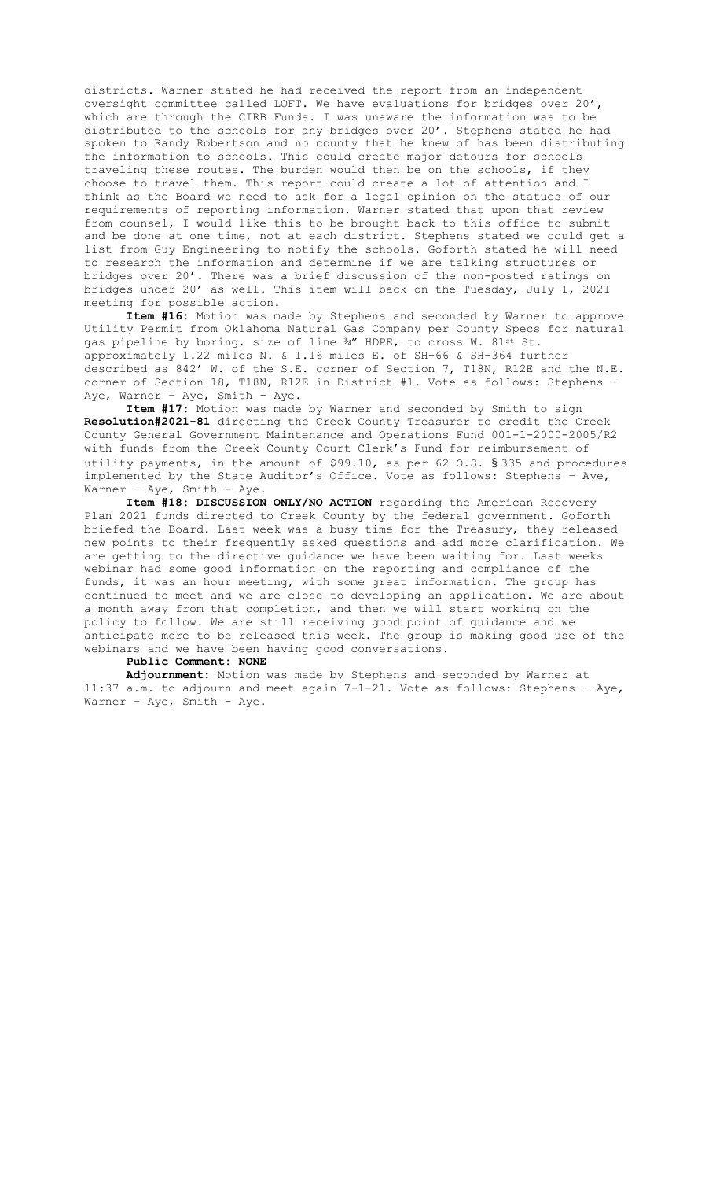districts. Warner stated he had received the report from an independent oversight committee called LOFT. We have evaluations for bridges over 20', which are through the CIRB Funds. I was unaware the information was to be distributed to the schools for any bridges over 20'. Stephens stated he had spoken to Randy Robertson and no county that he knew of has been distributing the information to schools. This could create major detours for schools traveling these routes. The burden would then be on the schools, if they choose to travel them. This report could create a lot of attention and I think as the Board we need to ask for a legal opinion on the statues of our requirements of reporting information. Warner stated that upon that review from counsel, I would like this to be brought back to this office to submit and be done at one time, not at each district. Stephens stated we could get a list from Guy Engineering to notify the schools. Goforth stated he will need to research the information and determine if we are talking structures or bridges over 20'. There was a brief discussion of the non-posted ratings on bridges under 20' as well. This item will back on the Tuesday, July 1, 2021 meeting for possible action.

**Item #16:** Motion was made by Stephens and seconded by Warner to approve Utility Permit from Oklahoma Natural Gas Company per County Specs for natural gas pipeline by boring, size of line ¾" HDPE, to cross W. 81st St. approximately 1.22 miles N. & 1.16 miles E. of SH-66 & SH-364 further described as 842' W. of the S.E. corner of Section 7, T18N, R12E and the N.E. corner of Section 18, T18N, R12E in District #1. Vote as follows: Stephens – Aye, Warner – Aye, Smith - Aye.

**Item #17:** Motion was made by Warner and seconded by Smith to sign **Resolution#2021-81** directing the Creek County Treasurer to credit the Creek County General Government Maintenance and Operations Fund 001-1-2000-2005/R2 with funds from the Creek County Court Clerk's Fund for reimbursement of utility payments, in the amount of $99.10, as per 62 O.S. § 335 and procedures implemented by the State Auditor's Office. Vote as follows: Stephens – Aye, Warner – Aye, Smith - Aye.

**Item #18: DISCUSSION ONLY/NO ACTION** regarding the American Recovery Plan 2021 funds directed to Creek County by the federal government. Goforth briefed the Board. Last week was a busy time for the Treasury, they released new points to their frequently asked questions and add more clarification. We are getting to the directive guidance we have been waiting for. Last weeks webinar had some good information on the reporting and compliance of the funds, it was an hour meeting, with some great information. The group has continued to meet and we are close to developing an application. We are about a month away from that completion, and then we will start working on the policy to follow. We are still receiving good point of guidance and we anticipate more to be released this week. The group is making good use of the webinars and we have been having good conversations.

**Public Comment: NONE**

**Adjournment:** Motion was made by Stephens and seconded by Warner at 11:37 a.m. to adjourn and meet again 7-1-21. Vote as follows: Stephens – Aye, Warner – Aye, Smith - Aye.